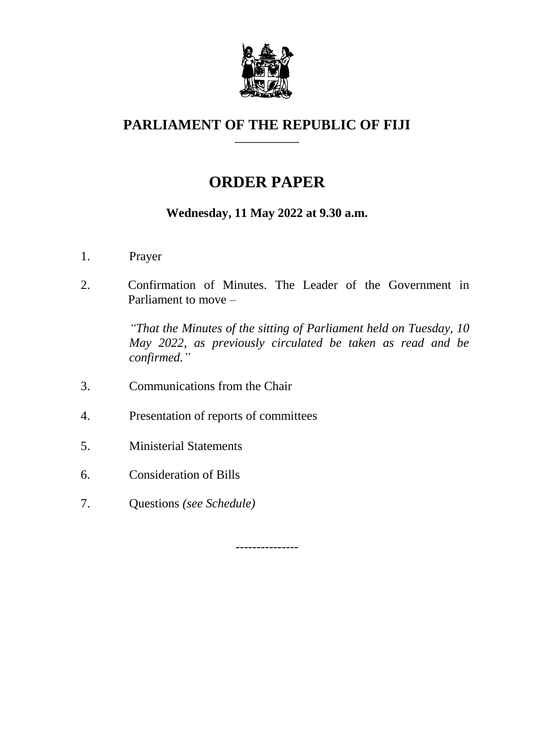# PARLIAMENT OF THE REPUBLIC OF FIJI

## ORDER PAPER

**Wednesday, 11 May 2022 at 9.30 a.m.**

1. Prayer

2. Confirmation of Minutes. The Leader of the Government in Parliament to move –

   *"That the Minutes of the sitting of Parliament held on Tuesday, 10 May 2022, as previously circulated be taken as read and be confirmed."*

3. Communications from the Chair

4. Presentation of reports of committees

5. Ministerial Statements

6. Consideration of Bills

7. Questions *(see Schedule)*

---------------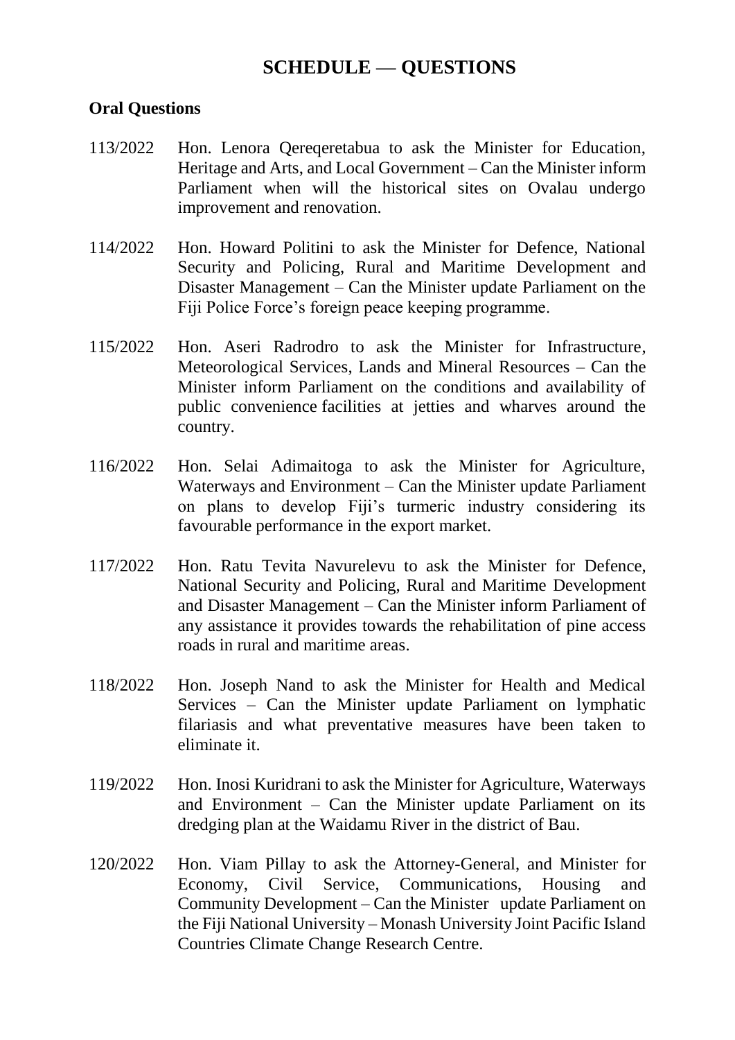# SCHEDULE — QUESTIONS

**Oral Questions**

113/2022 Hon. Lenora Qereqeretabua to ask the Minister for Education, Heritage and Arts, and Local Government – Can the Minister inform Parliament when will the historical sites on Ovalau undergo improvement and renovation.

114/2022 Hon. Howard Politini to ask the Minister for Defence, National Security and Policing, Rural and Maritime Development and Disaster Management – Can the Minister update Parliament on the Fiji Police Force's foreign peace keeping programme.

115/2022 Hon. Aseri Radrodro to ask the Minister for Infrastructure, Meteorological Services, Lands and Mineral Resources – Can the Minister inform Parliament on the conditions and availability of public convenience facilities at jetties and wharves around the country.

116/2022 Hon. Selai Adimaitoga to ask the Minister for Agriculture, Waterways and Environment – Can the Minister update Parliament on plans to develop Fiji's turmeric industry considering its favourable performance in the export market.

117/2022 Hon. Ratu Tevita Navurelevu to ask the Minister for Defence, National Security and Policing, Rural and Maritime Development and Disaster Management – Can the Minister inform Parliament of any assistance it provides towards the rehabilitation of pine access roads in rural and maritime areas.

118/2022 Hon. Joseph Nand to ask the Minister for Health and Medical Services – Can the Minister update Parliament on lymphatic filariasis and what preventative measures have been taken to eliminate it.

119/2022 Hon. Inosi Kuridrani to ask the Minister for Agriculture, Waterways and Environment – Can the Minister update Parliament on its dredging plan at the Waidamu River in the district of Bau.

120/2022 Hon. Viam Pillay to ask the Attorney-General, and Minister for Economy, Civil Service, Communications, Housing and Community Development – Can the Minister update Parliament on the Fiji National University – Monash University Joint Pacific Island Countries Climate Change Research Centre.